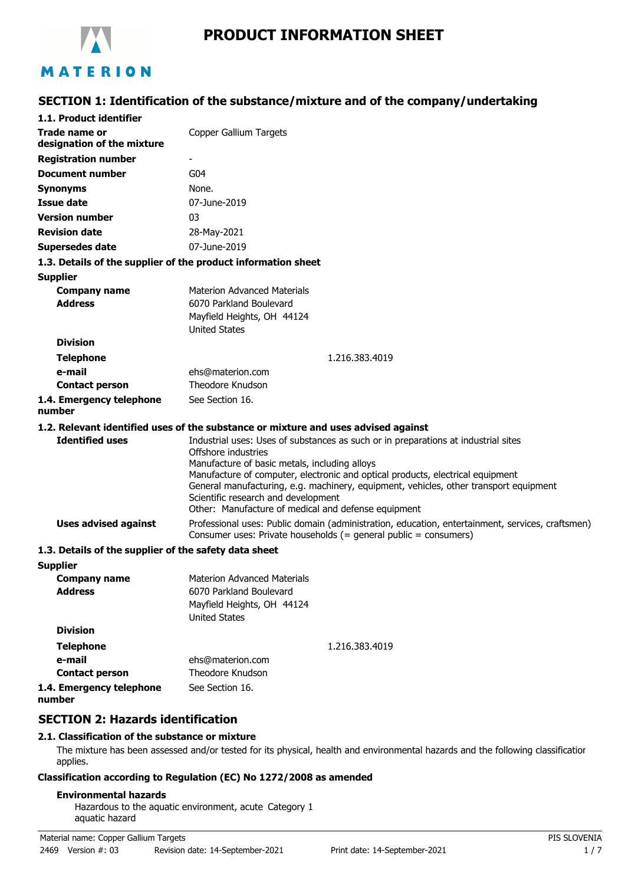MATERION

# PRODUCT INFORMATION SHEET

## SECTION 1: Identification of the substance/mixture and of the company/undertaking

### 1.1. Product identifier

| | |
|---|---|
| **Trade name or designation of the mixture** | Copper Gallium Targets |
| **Registration number** | - |
| **Document number** | G04 |
| **Synonyms** | None. |
| **Issue date** | 07-June-2019 |
| **Version number** | 03 |
| **Revision date** | 28-May-2021 |
| **Supersedes date** | 07-June-2019 |

### 1.3. Details of the supplier of the product information sheet

**Supplier**

| | |
|---|---|
| **Company name** | Materion Advanced Materials |
| **Address** | 6070 Parkland Boulevard<br>Mayfield Heights, OH 44124<br>United States |
| **Division** | |
| **Telephone** | 1.216.383.4019 |
| **e-mail** | ehs@materion.com |
| **Contact person** | Theodore Knudson |
| **1.4. Emergency telephone number** | See Section 16. |

### 1.2. Relevant identified uses of the substance or mixture and uses advised against

**Identified uses**

Industrial uses: Uses of substances as such or in preparations at industrial sites
Offshore industries
Manufacture of basic metals, including alloys
Manufacture of computer, electronic and optical products, electrical equipment
General manufacturing, e.g. machinery, equipment, vehicles, other transport equipment
Scientific research and development
Other: Manufacture of medical and defense equipment

**Uses advised against**

Professional uses: Public domain (administration, education, entertainment, services, craftsmen)
Consumer uses: Private households (= general public = consumers)

### 1.3. Details of the supplier of the safety data sheet

**Supplier**

| | |
|---|---|
| **Company name** | Materion Advanced Materials |
| **Address** | 6070 Parkland Boulevard<br>Mayfield Heights, OH 44124<br>United States |
| **Division** | |
| **Telephone** | 1.216.383.4019 |
| **e-mail** | ehs@materion.com |
| **Contact person** | Theodore Knudson |
| **1.4. Emergency telephone number** | See Section 16. |

## SECTION 2: Hazards identification

### 2.1. Classification of the substance or mixture

The mixture has been assessed and/or tested for its physical, health and environmental hazards and the following classification applies.

**Classification according to Regulation (EC) No 1272/2008 as amended**

**Environmental hazards**

Hazardous to the aquatic environment, acute aquatic hazard Category 1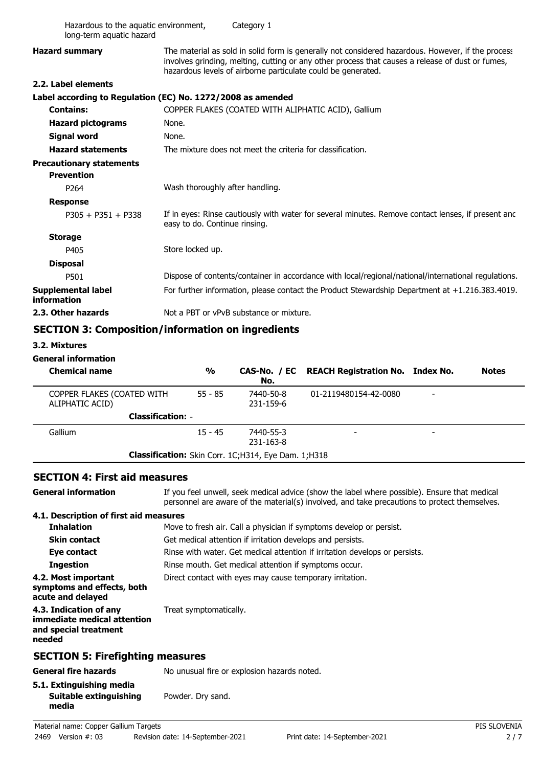| | |
|---|---|
| Hazardous to the aquatic environment, long-term aquatic hazard | Category 1 |

**Hazard summary** The material as sold in solid form is generally not considered hazardous. However, if the process involves grinding, melting, cutting or any other process that causes a release of dust or fumes, hazardous levels of airborne particulate could be generated.

### 2.2. Label elements

**Label according to Regulation (EC) No. 1272/2008 as amended**

| | |
|---|---|
| **Contains:** | COPPER FLAKES (COATED WITH ALIPHATIC ACID), Gallium |
| **Hazard pictograms** | None. |
| **Signal word** | None. |
| **Hazard statements** | The mixture does not meet the criteria for classification. |

**Precautionary statements**

**Prevention**

| | |
|---|---|
| P264 | Wash thoroughly after handling. |

**Response**

| | |
|---|---|
| P305 + P351 + P338 | If in eyes: Rinse cautiously with water for several minutes. Remove contact lenses, if present and easy to do. Continue rinsing. |

**Storage**

| | |
|---|---|
| P405 | Store locked up. |

**Disposal**

| | |
|---|---|
| P501 | Dispose of contents/container in accordance with local/regional/national/international regulations. |

| | |
|---|---|
| **Supplemental label information** | For further information, please contact the Product Stewardship Department at +1.216.383.4019. |
| **2.3. Other hazards** | Not a PBT or vPvB substance or mixture. |

## SECTION 3: Composition/information on ingredients

### 3.2. Mixtures

**General information**

| Chemical name | % | CAS-No. / EC No. | REACH Registration No. | Index No. | Notes |
|---|---|---|---|---|---|
| COPPER FLAKES (COATED WITH ALIPHATIC ACID) | 55 - 85 | 7440-50-8 231-159-6 | 01-2119480154-42-0080 | - | |
| **Classification:** - | | | | | |
| Gallium | 15 - 45 | 7440-55-3 231-163-8 | - | - | |
| **Classification:** Skin Corr. 1C;H314, Eye Dam. 1;H318 | | | | | |

## SECTION 4: First aid measures

**General information** If you feel unwell, seek medical advice (show the label where possible). Ensure that medical personnel are aware of the material(s) involved, and take precautions to protect themselves.

### 4.1. Description of first aid measures

| | |
|---|---|
| **Inhalation** | Move to fresh air. Call a physician if symptoms develop or persist. |
| **Skin contact** | Get medical attention if irritation develops and persists. |
| **Eye contact** | Rinse with water. Get medical attention if irritation develops or persists. |
| **Ingestion** | Rinse mouth. Get medical attention if symptoms occur. |
| **4.2. Most important symptoms and effects, both acute and delayed** | Direct contact with eyes may cause temporary irritation. |
| **4.3. Indication of any immediate medical attention and special treatment needed** | Treat symptomatically. |

## SECTION 5: Firefighting measures

| | |
|---|---|
| **General fire hazards** | No unusual fire or explosion hazards noted. |

### 5.1. Extinguishing media

| | |
|---|---|
| **Suitable extinguishing media** | Powder. Dry sand. |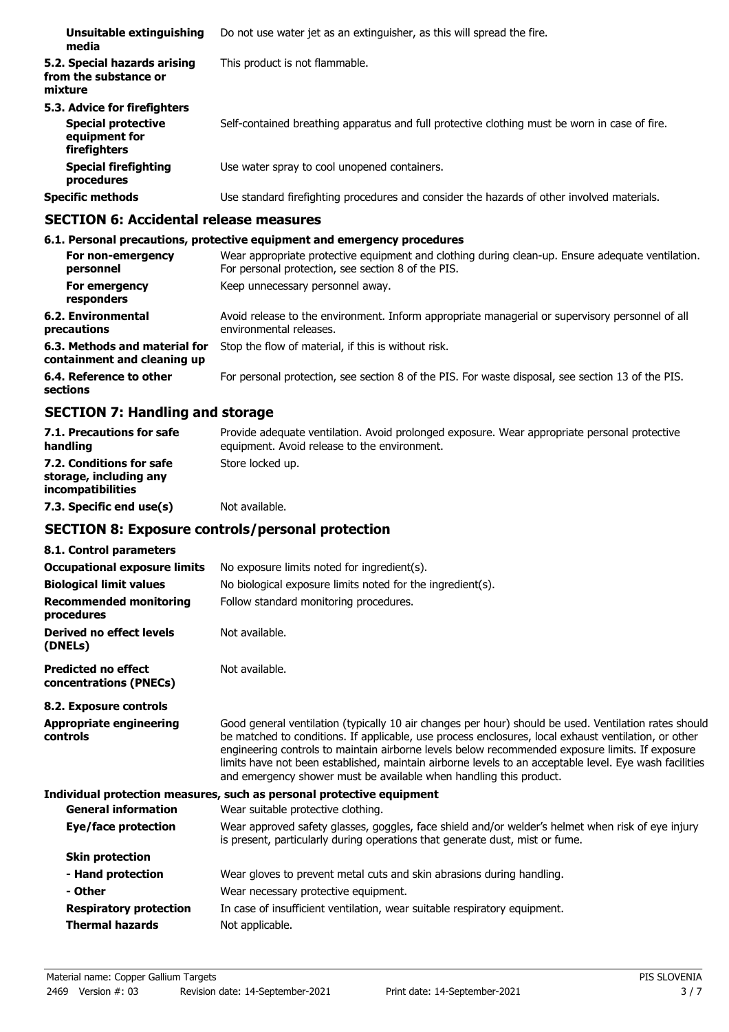| | |
|---|---|
| **Unsuitable extinguishing media** | Do not use water jet as an extinguisher, as this will spread the fire. |
| **5.2. Special hazards arising from the substance or mixture** | This product is not flammable. |
| **5.3. Advice for firefighters** | |
| **Special protective equipment for firefighters** | Self-contained breathing apparatus and full protective clothing must be worn in case of fire. |
| **Special firefighting procedures** | Use water spray to cool unopened containers. |
| **Specific methods** | Use standard firefighting procedures and consider the hazards of other involved materials. |

## SECTION 6: Accidental release measures

**6.1. Personal precautions, protective equipment and emergency procedures**

| | |
|---|---|
| **For non-emergency personnel** | Wear appropriate protective equipment and clothing during clean-up. Ensure adequate ventilation. For personal protection, see section 8 of the PIS. |
| **For emergency responders** | Keep unnecessary personnel away. |
| **6.2. Environmental precautions** | Avoid release to the environment. Inform appropriate managerial or supervisory personnel of all environmental releases. |
| **6.3. Methods and material for containment and cleaning up** | Stop the flow of material, if this is without risk. |
| **6.4. Reference to other sections** | For personal protection, see section 8 of the PIS. For waste disposal, see section 13 of the PIS. |

## SECTION 7: Handling and storage

| | |
|---|---|
| **7.1. Precautions for safe handling** | Provide adequate ventilation. Avoid prolonged exposure. Wear appropriate personal protective equipment. Avoid release to the environment. |
| **7.2. Conditions for safe storage, including any incompatibilities** | Store locked up. |
| **7.3. Specific end use(s)** | Not available. |

## SECTION 8: Exposure controls/personal protection

**8.1. Control parameters**

| | |
|---|---|
| **Occupational exposure limits** | No exposure limits noted for ingredient(s). |
| **Biological limit values** | No biological exposure limits noted for the ingredient(s). |
| **Recommended monitoring procedures** | Follow standard monitoring procedures. |
| **Derived no effect levels (DNELs)** | Not available. |
| **Predicted no effect concentrations (PNECs)** | Not available. |

**8.2. Exposure controls**

| | |
|---|---|
| **Appropriate engineering controls** | Good general ventilation (typically 10 air changes per hour) should be used. Ventilation rates should be matched to conditions. If applicable, use process enclosures, local exhaust ventilation, or other engineering controls to maintain airborne levels below recommended exposure limits. If exposure limits have not been established, maintain airborne levels to an acceptable level. Eye wash facilities and emergency shower must be available when handling this product. |

**Individual protection measures, such as personal protective equipment**

| | |
|---|---|
| **General information** | Wear suitable protective clothing. |
| **Eye/face protection** | Wear approved safety glasses, goggles, face shield and/or welder's helmet when risk of eye injury is present, particularly during operations that generate dust, mist or fume. |
| **Skin protection** | |
| **- Hand protection** | Wear gloves to prevent metal cuts and skin abrasions during handling. |
| **- Other** | Wear necessary protective equipment. |
| **Respiratory protection** | In case of insufficient ventilation, wear suitable respiratory equipment. |
| **Thermal hazards** | Not applicable. |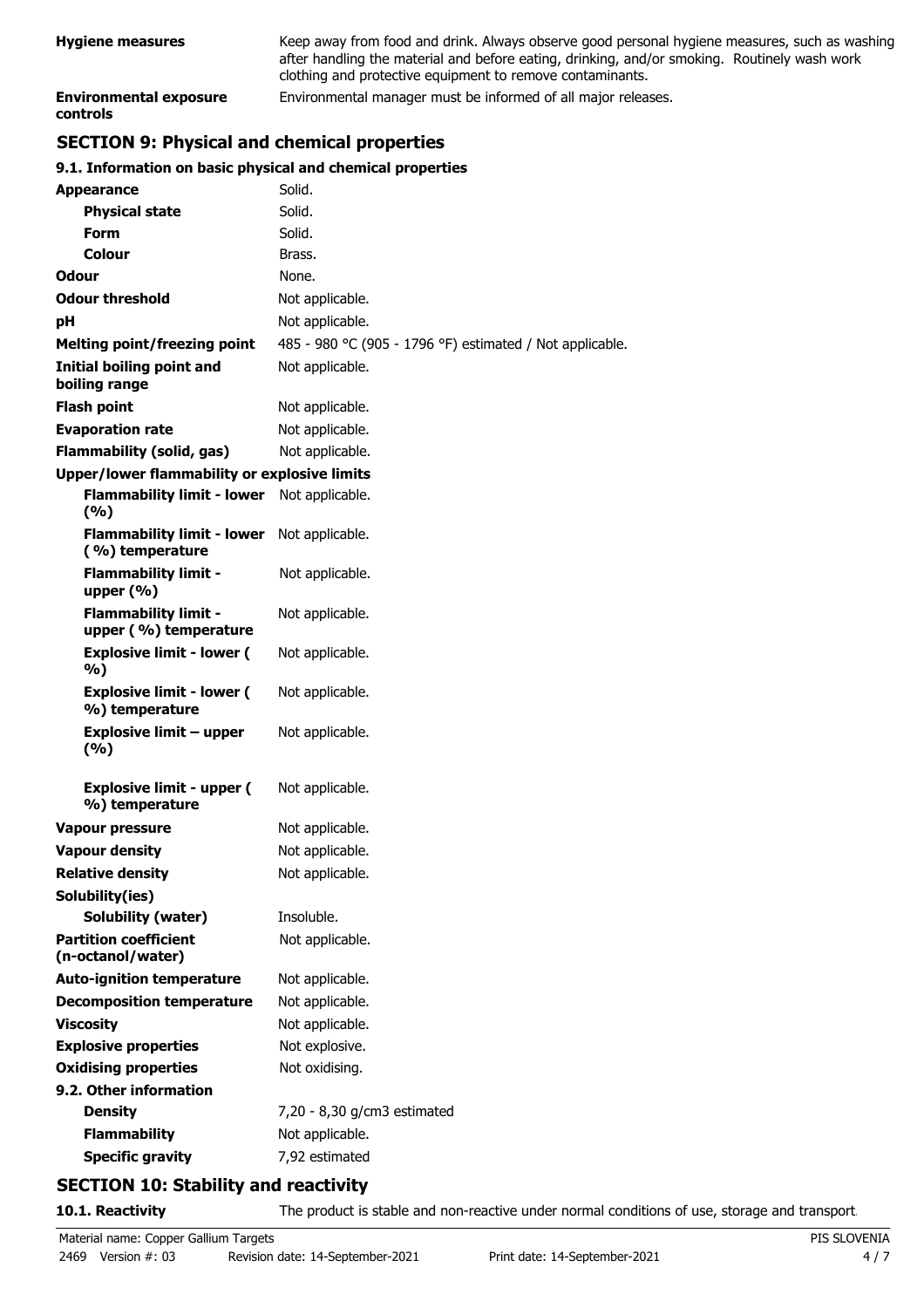| | |
|---|---|
| **Hygiene measures** | Keep away from food and drink. Always observe good personal hygiene measures, such as washing after handling the material and before eating, drinking, and/or smoking. Routinely wash work clothing and protective equipment to remove contaminants. |
| **Environmental exposure controls** | Environmental manager must be informed of all major releases. |

## SECTION 9: Physical and chemical properties

### 9.1. Information on basic physical and chemical properties

| | |
|---|---|
| **Appearance** | Solid. |
| **Physical state** | Solid. |
| **Form** | Solid. |
| **Colour** | Brass. |
| **Odour** | None. |
| **Odour threshold** | Not applicable. |
| **pH** | Not applicable. |
| **Melting point/freezing point** | 485 - 980 °C (905 - 1796 °F) estimated / Not applicable. |
| **Initial boiling point and boiling range** | Not applicable. |
| **Flash point** | Not applicable. |
| **Evaporation rate** | Not applicable. |
| **Flammability (solid, gas)** | Not applicable. |
| **Upper/lower flammability or explosive limits** | |
| **Flammability limit - lower (%)** | Not applicable. |
| **Flammability limit - lower (%) temperature** | Not applicable. |
| **Flammability limit - upper (%)** | Not applicable. |
| **Flammability limit - upper (%) temperature** | Not applicable. |
| **Explosive limit - lower (%)** | Not applicable. |
| **Explosive limit - lower (%) temperature** | Not applicable. |
| **Explosive limit – upper (%)** | Not applicable. |
| **Explosive limit - upper (%) temperature** | Not applicable. |
| **Vapour pressure** | Not applicable. |
| **Vapour density** | Not applicable. |
| **Relative density** | Not applicable. |
| **Solubility(ies)** | |
| **Solubility (water)** | Insoluble. |
| **Partition coefficient (n-octanol/water)** | Not applicable. |
| **Auto-ignition temperature** | Not applicable. |
| **Decomposition temperature** | Not applicable. |
| **Viscosity** | Not applicable. |
| **Explosive properties** | Not explosive. |
| **Oxidising properties** | Not oxidising. |
| **9.2. Other information** | |
| **Density** | 7,20 - 8,30 g/cm3 estimated |
| **Flammability** | Not applicable. |
| **Specific gravity** | 7,92 estimated |

## SECTION 10: Stability and reactivity

| | |
|---|---|
| **10.1. Reactivity** | The product is stable and non-reactive under normal conditions of use, storage and transport. |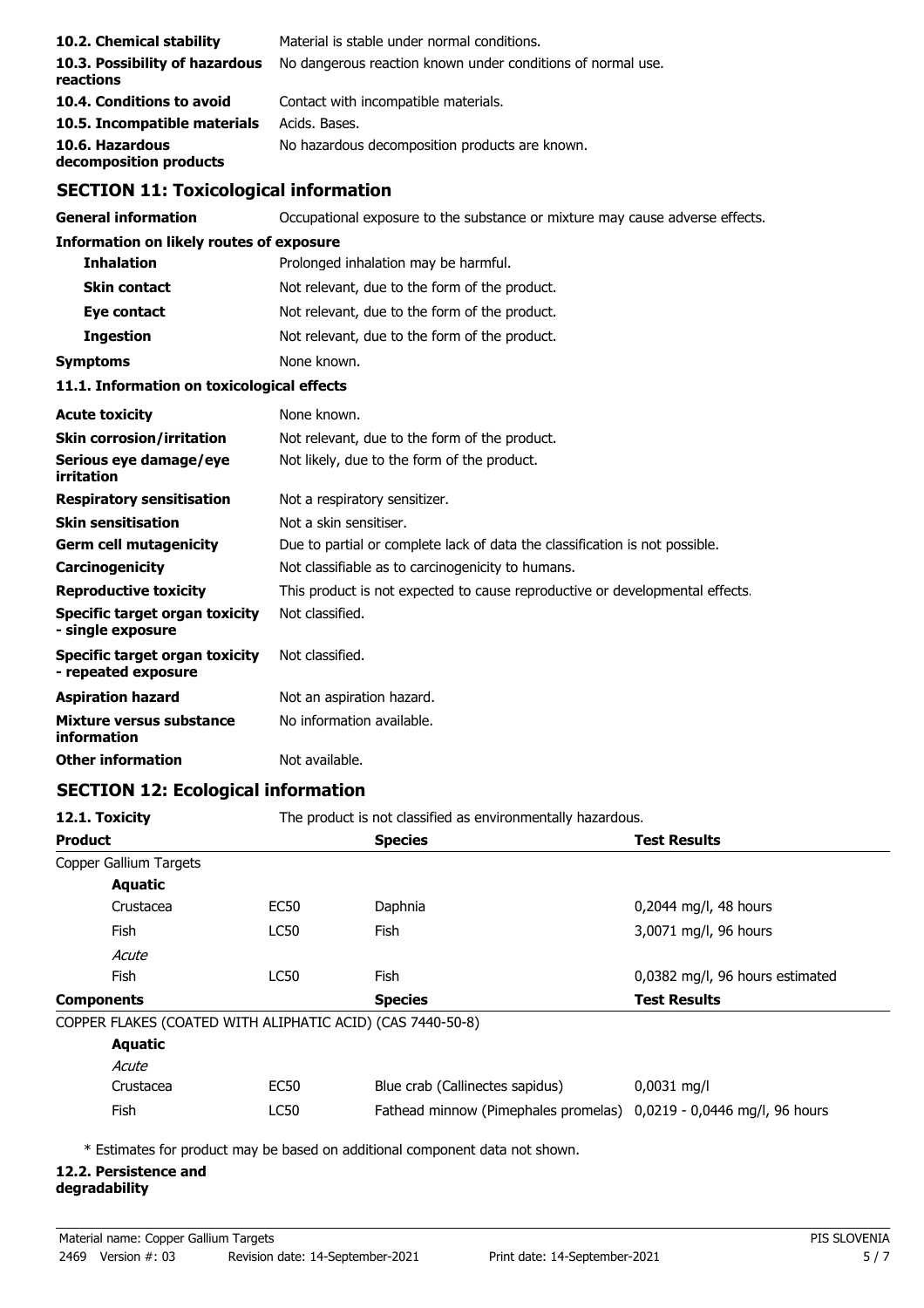**10.2. Chemical stability** Material is stable under normal conditions.

**10.3. Possibility of hazardous reactions** No dangerous reaction known under conditions of normal use.

**10.4. Conditions to avoid** Contact with incompatible materials.

**10.5. Incompatible materials** Acids. Bases.

**10.6. Hazardous decomposition products** No hazardous decomposition products are known.

## SECTION 11: Toxicological information

**General information** Occupational exposure to the substance or mixture may cause adverse effects.

**Information on likely routes of exposure**

**Inhalation** Prolonged inhalation may be harmful.

**Skin contact** Not relevant, due to the form of the product.

**Eye contact** Not relevant, due to the form of the product.

**Ingestion** Not relevant, due to the form of the product.

**Symptoms** None known.

**11.1. Information on toxicological effects**

**Acute toxicity** None known.

**Skin corrosion/irritation** Not relevant, due to the form of the product.

**Serious eye damage/eye irritation** Not likely, due to the form of the product.

**Respiratory sensitisation** Not a respiratory sensitizer.

**Skin sensitisation** Not a skin sensitiser.

**Germ cell mutagenicity** Due to partial or complete lack of data the classification is not possible.

**Carcinogenicity** Not classifiable as to carcinogenicity to humans.

**Reproductive toxicity** This product is not expected to cause reproductive or developmental effects.

**Specific target organ toxicity - single exposure** Not classified.

**Specific target organ toxicity - repeated exposure** Not classified.

**Aspiration hazard** Not an aspiration hazard.

**Mixture versus substance information** No information available.

**Other information** Not available.

## SECTION 12: Ecological information

**12.1. Toxicity** The product is not classified as environmentally hazardous.

| Product | | Species | Test Results |
|---|---|---|---|
| Copper Gallium Targets | | | |
| **Aquatic** | | | |
| Crustacea | EC50 | Daphnia | 0,2044 mg/l, 48 hours |
| Fish | LC50 | Fish | 3,0071 mg/l, 96 hours |
| *Acute* | | | |
| Fish | LC50 | Fish | 0,0382 mg/l, 96 hours estimated |
| **Components** | | **Species** | **Test Results** |
| COPPER FLAKES (COATED WITH ALIPHATIC ACID) (CAS 7440-50-8) | | | |
| **Aquatic** | | | |
| *Acute* | | | |
| Crustacea | EC50 | Blue crab (Callinectes sapidus) | 0,0031 mg/l |
| Fish | LC50 | Fathead minnow (Pimephales promelas) | 0,0219 - 0,0446 mg/l, 96 hours |

* Estimates for product may be based on additional component data not shown.

**12.2. Persistence and degradability**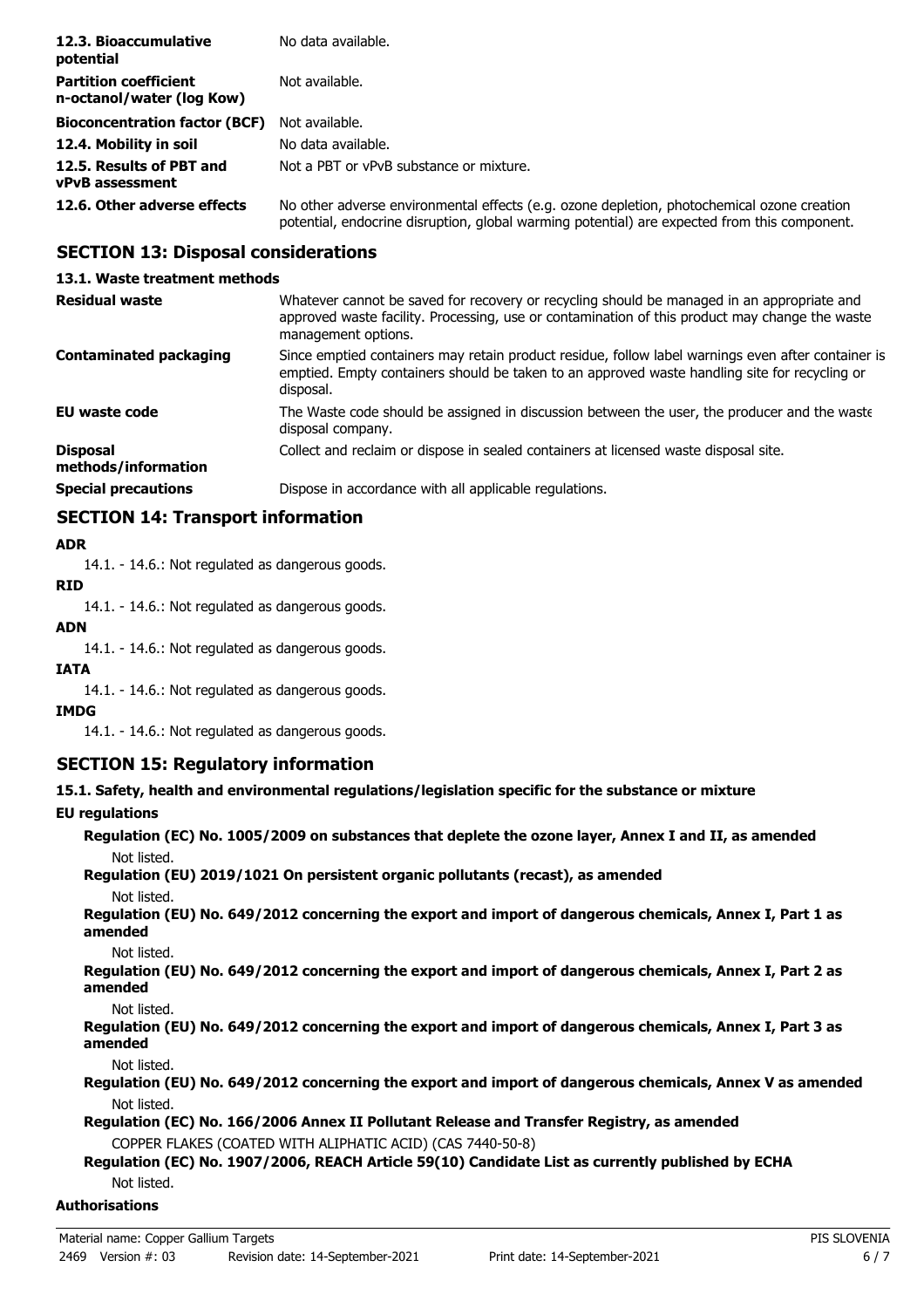| | |
|---|---|
| **12.3. Bioaccumulative potential** | No data available. |
| **Partition coefficient n-octanol/water (log Kow)** | Not available. |
| **Bioconcentration factor (BCF)** | Not available. |
| **12.4. Mobility in soil** | No data available. |
| **12.5. Results of PBT and vPvB assessment** | Not a PBT or vPvB substance or mixture. |
| **12.6. Other adverse effects** | No other adverse environmental effects (e.g. ozone depletion, photochemical ozone creation potential, endocrine disruption, global warming potential) are expected from this component. |

## SECTION 13: Disposal considerations

### 13.1. Waste treatment methods

| | |
|---|---|
| **Residual waste** | Whatever cannot be saved for recovery or recycling should be managed in an appropriate and approved waste facility. Processing, use or contamination of this product may change the waste management options. |
| **Contaminated packaging** | Since emptied containers may retain product residue, follow label warnings even after container is emptied. Empty containers should be taken to an approved waste handling site for recycling or disposal. |
| **EU waste code** | The Waste code should be assigned in discussion between the user, the producer and the waste disposal company. |
| **Disposal methods/information** | Collect and reclaim or dispose in sealed containers at licensed waste disposal site. |
| **Special precautions** | Dispose in accordance with all applicable regulations. |

## SECTION 14: Transport information

**ADR**

14.1. - 14.6.: Not regulated as dangerous goods.

**RID**

14.1. - 14.6.: Not regulated as dangerous goods.

**ADN**

14.1. - 14.6.: Not regulated as dangerous goods.

**IATA**

14.1. - 14.6.: Not regulated as dangerous goods.

**IMDG**

14.1. - 14.6.: Not regulated as dangerous goods.

## SECTION 15: Regulatory information

### 15.1. Safety, health and environmental regulations/legislation specific for the substance or mixture

**EU regulations**

**Regulation (EC) No. 1005/2009 on substances that deplete the ozone layer, Annex I and II, as amended**

Not listed.

**Regulation (EU) 2019/1021 On persistent organic pollutants (recast), as amended**

Not listed.

**Regulation (EU) No. 649/2012 concerning the export and import of dangerous chemicals, Annex I, Part 1 as amended**

Not listed.

**Regulation (EU) No. 649/2012 concerning the export and import of dangerous chemicals, Annex I, Part 2 as amended**

Not listed.

**Regulation (EU) No. 649/2012 concerning the export and import of dangerous chemicals, Annex I, Part 3 as amended**

Not listed.

**Regulation (EU) No. 649/2012 concerning the export and import of dangerous chemicals, Annex V as amended**

Not listed.

**Regulation (EC) No. 166/2006 Annex II Pollutant Release and Transfer Registry, as amended**

COPPER FLAKES (COATED WITH ALIPHATIC ACID) (CAS 7440-50-8)

**Regulation (EC) No. 1907/2006, REACH Article 59(10) Candidate List as currently published by ECHA**

Not listed.

**Authorisations**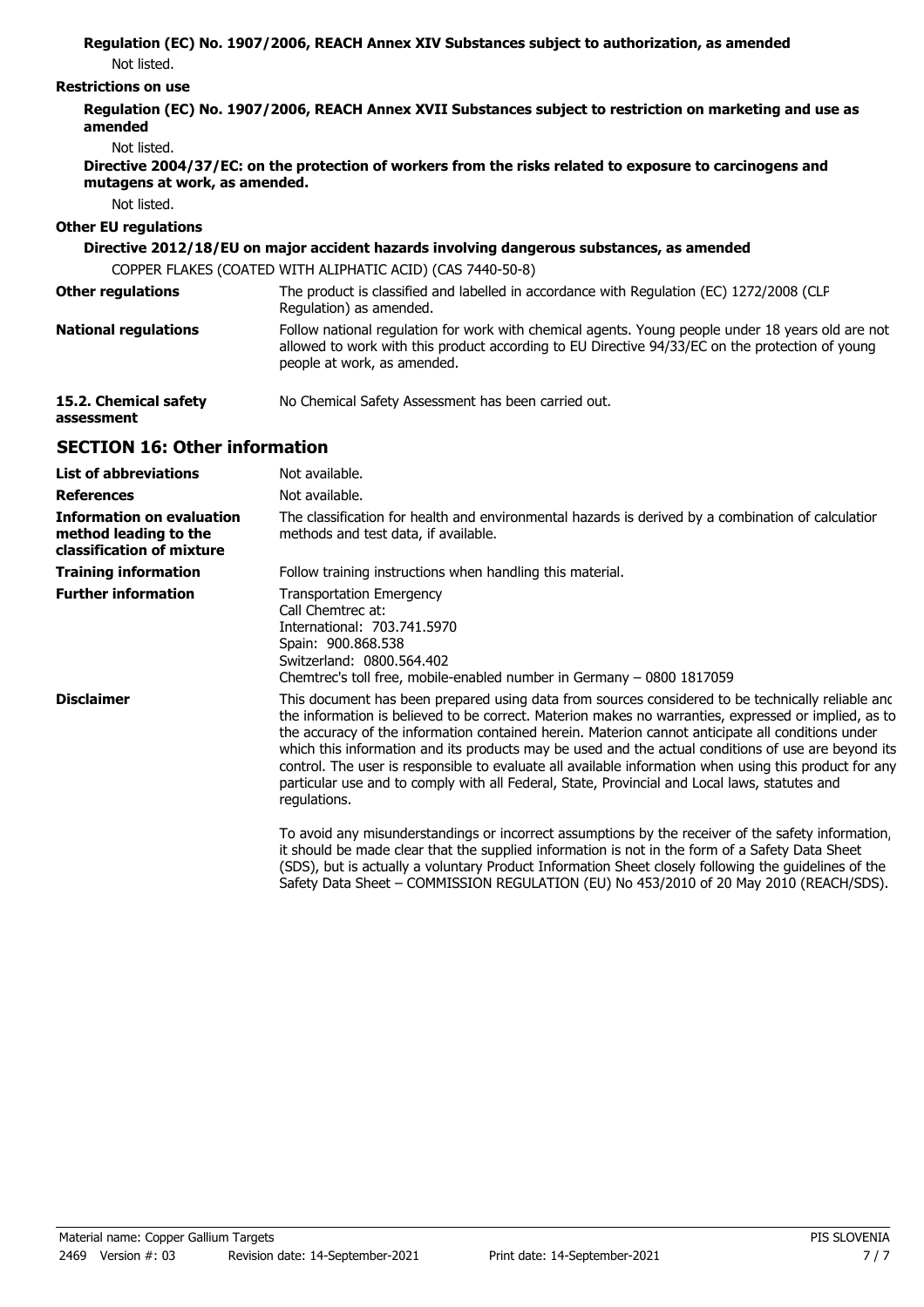**Regulation (EC) No. 1907/2006, REACH Annex XIV Substances subject to authorization, as amended**

Not listed.

**Restrictions on use**

**Regulation (EC) No. 1907/2006, REACH Annex XVII Substances subject to restriction on marketing and use as amended**

Not listed.

**Directive 2004/37/EC: on the protection of workers from the risks related to exposure to carcinogens and mutagens at work, as amended.**

Not listed.

**Other EU regulations**

**Directive 2012/18/EU on major accident hazards involving dangerous substances, as amended**

COPPER FLAKES (COATED WITH ALIPHATIC ACID) (CAS 7440-50-8)

| | |
|---|---|
| **Other regulations** | The product is classified and labelled in accordance with Regulation (EC) 1272/2008 (CLP Regulation) as amended. |
| **National regulations** | Follow national regulation for work with chemical agents. Young people under 18 years old are not allowed to work with this product according to EU Directive 94/33/EC on the protection of young people at work, as amended. |
| **15.2. Chemical safety assessment** | No Chemical Safety Assessment has been carried out. |

## SECTION 16: Other information

| | |
|---|---|
| **List of abbreviations** | Not available. |
| **References** | Not available. |
| **Information on evaluation method leading to the classification of mixture** | The classification for health and environmental hazards is derived by a combination of calculation methods and test data, if available. |
| **Training information** | Follow training instructions when handling this material. |
| **Further information** | Transportation Emergency<br>Call Chemtrec at:<br>International: 703.741.5970<br>Spain: 900.868.538<br>Switzerland: 0800.564.402<br>Chemtrec's toll free, mobile-enabled number in Germany – 0800 1817059 |
| **Disclaimer** | This document has been prepared using data from sources considered to be technically reliable and the information is believed to be correct. Materion makes no warranties, expressed or implied, as to the accuracy of the information contained herein. Materion cannot anticipate all conditions under which this information and its products may be used and the actual conditions of use are beyond its control. The user is responsible to evaluate all available information when using this product for any particular use and to comply with all Federal, State, Provincial and Local laws, statutes and regulations.<br><br>To avoid any misunderstandings or incorrect assumptions by the receiver of the safety information, it should be made clear that the supplied information is not in the form of a Safety Data Sheet (SDS), but is actually a voluntary Product Information Sheet closely following the guidelines of the Safety Data Sheet – COMMISSION REGULATION (EU) No 453/2010 of 20 May 2010 (REACH/SDS). |